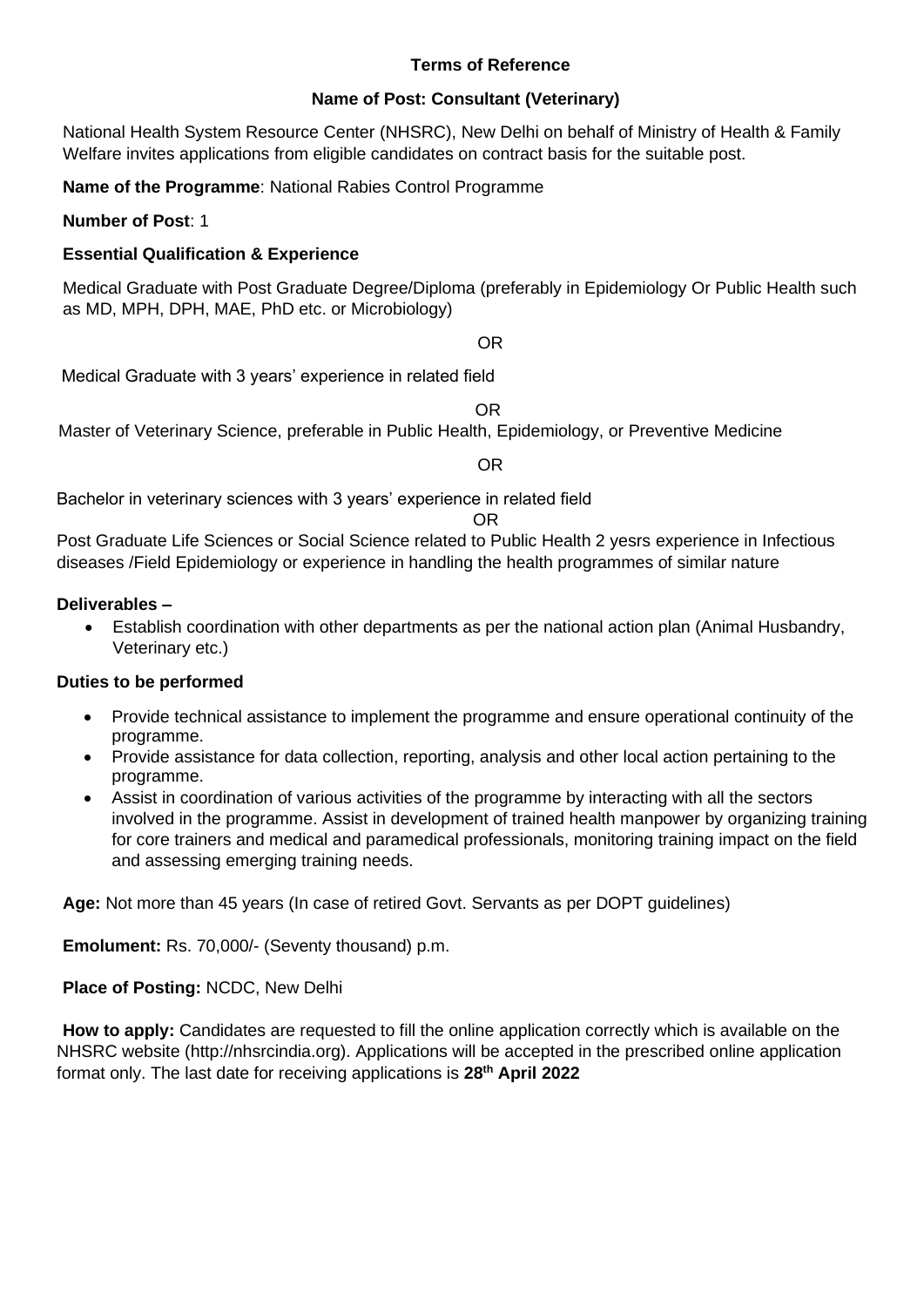**Terms of Reference**

**Name of Post: Consultant (Veterinary)**

National Health System Resource Center (NHSRC), New Delhi on behalf of Ministry of Health & Family Welfare invites applications from eligible candidates on contract basis for the suitable post.

**Name of the Programme**: National Rabies Control Programme

**Number of Post**: 1

**Essential Qualification & Experience**

Medical Graduate with Post Graduate Degree/Diploma (preferably in Epidemiology Or Public Health such as MD, MPH, DPH, MAE, PhD etc. or Microbiology)

OR

Medical Graduate with 3 years' experience in related field

OR

Master of Veterinary Science, preferable in Public Health, Epidemiology, or Preventive Medicine

OR

Bachelor in veterinary sciences with 3 years' experience in related field

OR

Post Graduate Life Sciences or Social Science related to Public Health 2 yesrs experience in Infectious diseases /Field Epidemiology or experience in handling the health programmes of similar nature

**Deliverables –**

- Establish coordination with other departments as per the national action plan (Animal Husbandry, Veterinary etc.)

**Duties to be performed**

- Provide technical assistance to implement the programme and ensure operational continuity of the programme.
- Provide assistance for data collection, reporting, analysis and other local action pertaining to the programme.
- Assist in coordination of various activities of the programme by interacting with all the sectors involved in the programme. Assist in development of trained health manpower by organizing training for core trainers and medical and paramedical professionals, monitoring training impact on the field and assessing emerging training needs.

**Age:** Not more than 45 years (In case of retired Govt. Servants as per DOPT guidelines)

**Emolument:** Rs. 70,000/- (Seventy thousand) p.m.

**Place of Posting:** NCDC, New Delhi

**How to apply:** Candidates are requested to fill the online application correctly which is available on the NHSRC website (http://nhsrcindia.org). Applications will be accepted in the prescribed online application format only. The last date for receiving applications is **28th April 2022**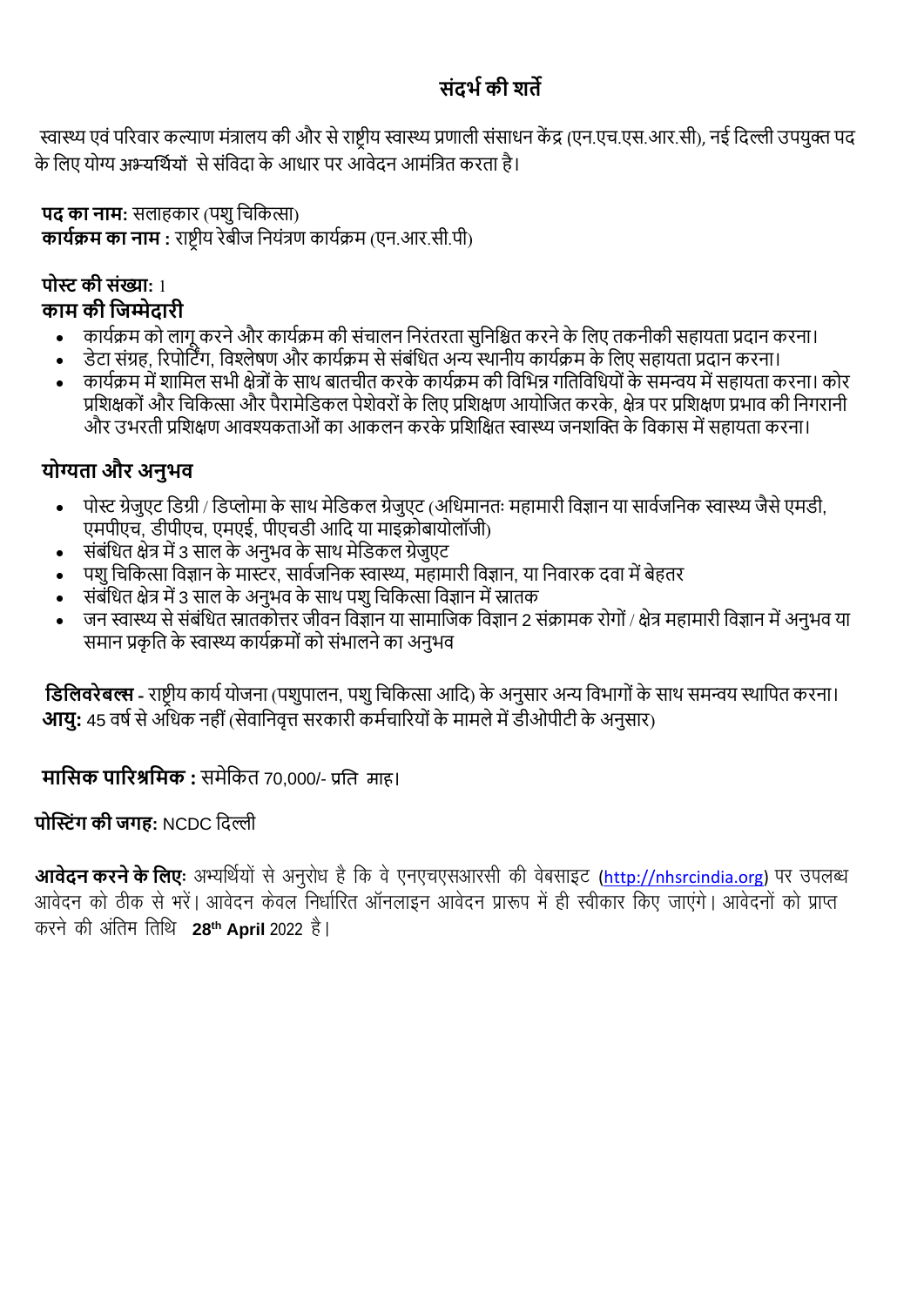# संदर्भ की शर्तें

स्वास्थ्य एवं परिवार कल्याण मंत्रालय की और से राष्ट्रीय स्वास्थ्य प्रणाली संसाधन केंद्र (एन.एच.एस.आर.सी), नई दिल्ली उपयुक्त पद के लिए योग्य अभ्यर्थियों से संविदा के आधार पर आवेदन आमंत्रित करता है।

**पद का नाम:** सलाहकार (पशु चिकित्सा)
**कार्यक्रम का नाम :** राष्ट्रीय रेबीज नियंत्रण कार्यक्रम (एन.आर.सी.पी)

**पोस्ट की संख्या:** 1

## काम की जिम्मेदारी

- कार्यक्रम को लागू करने और कार्यक्रम की संचालन निरंतरता सुनिश्चित करने के लिए तकनीकी सहायता प्रदान करना।
- डेटा संग्रह, रिपोर्टिंग, विश्लेषण और कार्यक्रम से संबंधित अन्य स्थानीय कार्यक्रम के लिए सहायता प्रदान करना।
- कार्यक्रम में शामिल सभी क्षेत्रों के साथ बातचीत करके कार्यक्रम की विभिन्न गतिविधियों के समन्वय में सहायता करना। कोर प्रशिक्षकों और चिकित्सा और पैरामेडिकल पेशेवरों के लिए प्रशिक्षण आयोजित करके, क्षेत्र पर प्रशिक्षण प्रभाव की निगरानी और उभरती प्रशिक्षण आवश्यकताओं का आकलन करके प्रशिक्षित स्वास्थ्य जनशक्ति के विकास में सहायता करना।

## योग्यता और अनुभव

- पोस्ट ग्रेजुएट डिग्री / डिप्लोमा के साथ मेडिकल ग्रेजुएट (अधिमानतः महामारी विज्ञान या सार्वजनिक स्वास्थ्य जैसे एमडी, एमपीएच, डीपीएच, एमएई, पीएचडी आदि या माइक्रोबायोलॉजी)
- संबंधित क्षेत्र में 3 साल के अनुभव के साथ मेडिकल ग्रेजुएट
- पशु चिकित्सा विज्ञान के मास्टर, सार्वजनिक स्वास्थ्य, महामारी विज्ञान, या निवारक दवा में बेहतर
- संबंधित क्षेत्र में 3 साल के अनुभव के साथ पशु चिकित्सा विज्ञान में स्नातक
- जन स्वास्थ्य से संबंधित स्नातकोत्तर जीवन विज्ञान या सामाजिक विज्ञान 2 संक्रामक रोगों / क्षेत्र महामारी विज्ञान में अनुभव या समान प्रकृति के स्वास्थ्य कार्यक्रमों को संभालने का अनुभव

**डिलिवरेबल्स -** राष्ट्रीय कार्य योजना (पशुपालन, पशु चिकित्सा आदि) के अनुसार अन्य विभागों के साथ समन्वय स्थापित करना।
**आयु:** 45 वर्ष से अधिक नहीं (सेवानिवृत्त सरकारी कर्मचारियों के मामले में डीओपीटी के अनुसार)

**मासिक पारिश्रमिक :** समेकित 70,000/- प्रति माह।

**पोस्टिंग की जगह:** NCDC दिल्ली

**आवेदन करने के लिए:** अभ्यर्थियों से अनुरोध है कि वे एनएचएसआरसी की वेबसाइट (http://nhsrcindia.org) पर उपलब्ध आवेदन को ठीक से भरें। आवेदन केवल निर्धारित ऑनलाइन आवेदन प्रारूप में ही स्वीकार किए जाएंगे। आवेदनों को प्राप्त करने की अंतिम तिथि **28th April** 2022 है।